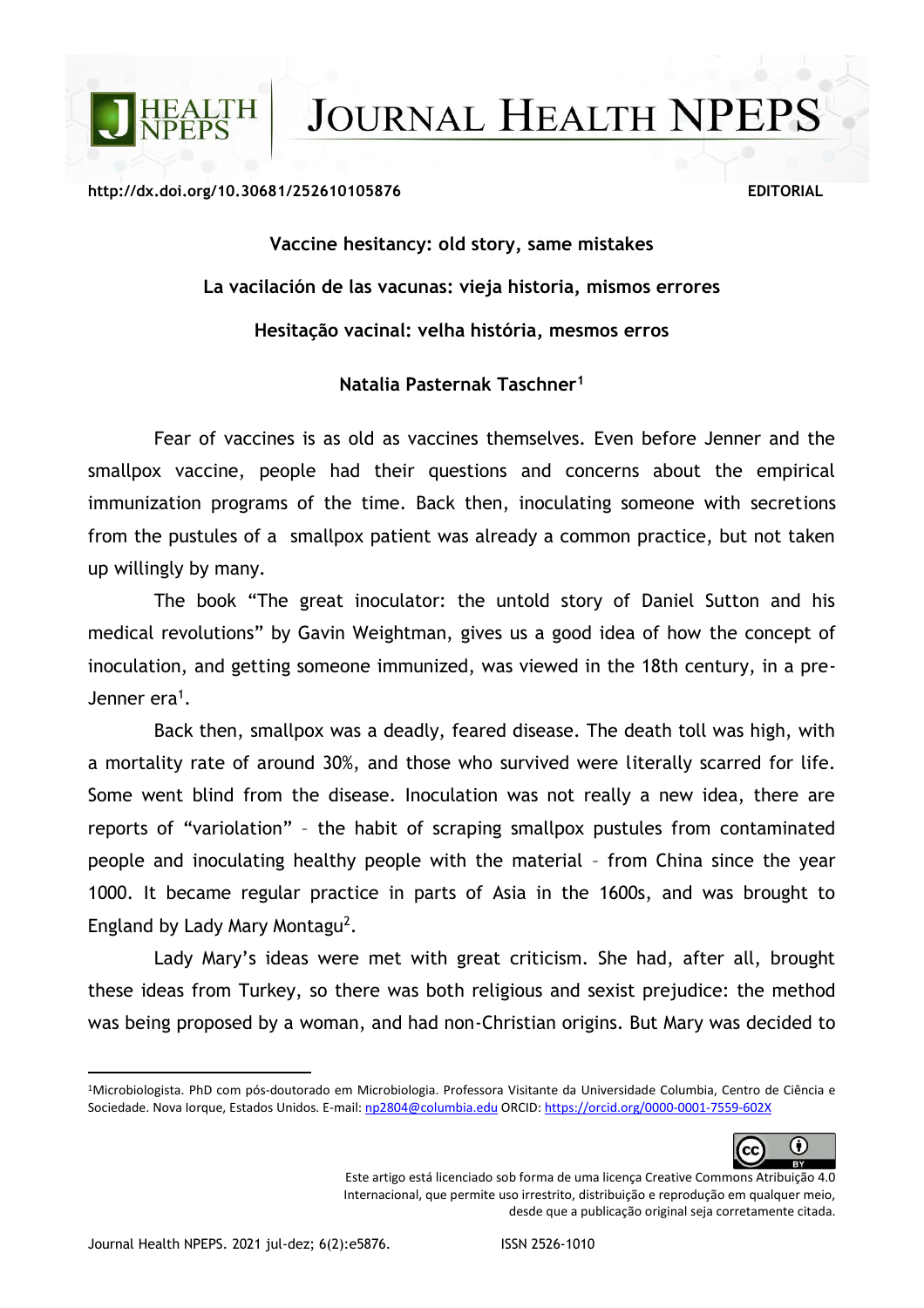http://dx.doi.org/10.30681/252610105876 **EDITORIAL**

# Vaccine hesitancy: old story, same mistakes

## La vacilación de las vacunas: vieja historia, mismos errores

## Hesitação vacinal: velha história, mesmos erros

**Natalia Pasternak Taschner**[1]

Fear of vaccines is as old as vaccines themselves. Even before Jenner and the smallpox vaccine, people had their questions and concerns about the empirical immunization programs of the time. Back then, inoculating someone with secretions from the pustules of a smallpox patient was already a common practice, but not taken up willingly by many.

The book "The great inoculator: the untold story of Daniel Sutton and his medical revolutions" by Gavin Weightman, gives us a good idea of how the concept of inoculation, and getting someone immunized, was viewed in the 18th century, in a pre-Jenner era[1].

Back then, smallpox was a deadly, feared disease. The death toll was high, with a mortality rate of around 30%, and those who survived were literally scarred for life. Some went blind from the disease. Inoculation was not really a new idea, there are reports of "variolation" – the habit of scraping smallpox pustules from contaminated people and inoculating healthy people with the material – from China since the year 1000. It became regular practice in parts of Asia in the 1600s, and was brought to England by Lady Mary Montagu[2].

Lady Mary's ideas were met with great criticism. She had, after all, brought these ideas from Turkey, so there was both religious and sexist prejudice: the method was being proposed by a woman, and had non-Christian origins. But Mary was decided to

---

[1]Microbiologista. PhD com pós-doutorado em Microbiologia. Professora Visitante da Universidade Columbia, Centro de Ciência e Sociedade. Nova Iorque, Estados Unidos. E-mail: np2804@columbia.edu ORCID: https://orcid.org/0000-0001-7559-602X

Este artigo está licenciado sob forma de uma licença Creative Commons Atribuição 4.0 Internacional, que permite uso irrestrito, distribuição e reprodução em qualquer meio, desde que a publicação original seja corretamente citada.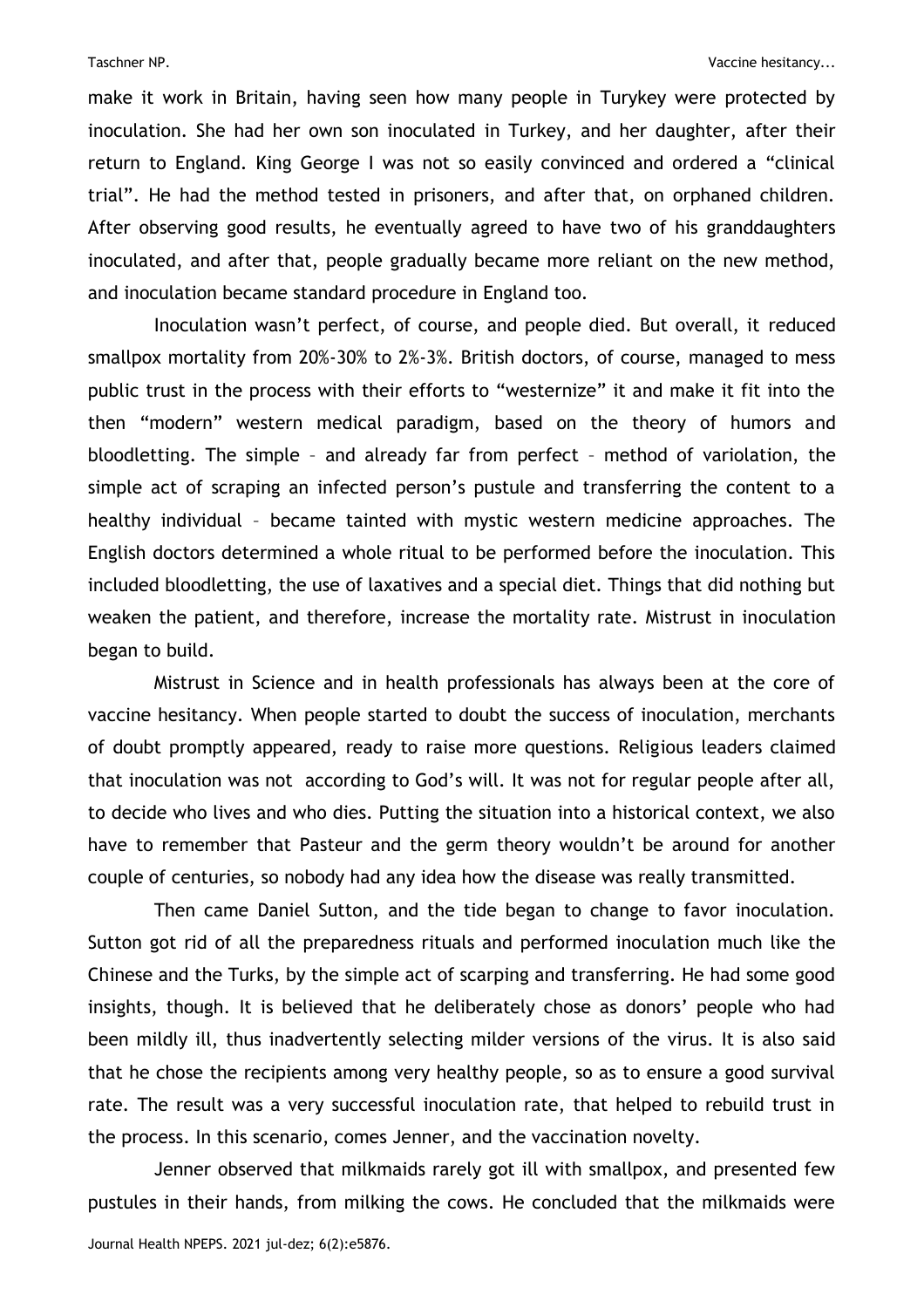make it work in Britain, having seen how many people in Turykey were protected by inoculation. She had her own son inoculated in Turkey, and her daughter, after their return to England. King George I was not so easily convinced and ordered a "clinical trial". He had the method tested in prisoners, and after that, on orphaned children. After observing good results, he eventually agreed to have two of his granddaughters inoculated, and after that, people gradually became more reliant on the new method, and inoculation became standard procedure in England too.

Inoculation wasn't perfect, of course, and people died. But overall, it reduced smallpox mortality from 20%-30% to 2%-3%. British doctors, of course, managed to mess public trust in the process with their efforts to "westernize" it and make it fit into the then "modern" western medical paradigm, based on the theory of humors and bloodletting. The simple – and already far from perfect – method of variolation, the simple act of scraping an infected person's pustule and transferring the content to a healthy individual – became tainted with mystic western medicine approaches. The English doctors determined a whole ritual to be performed before the inoculation. This included bloodletting, the use of laxatives and a special diet. Things that did nothing but weaken the patient, and therefore, increase the mortality rate. Mistrust in inoculation began to build.

Mistrust in Science and in health professionals has always been at the core of vaccine hesitancy. When people started to doubt the success of inoculation, merchants of doubt promptly appeared, ready to raise more questions. Religious leaders claimed that inoculation was not according to God's will. It was not for regular people after all, to decide who lives and who dies. Putting the situation into a historical context, we also have to remember that Pasteur and the germ theory wouldn't be around for another couple of centuries, so nobody had any idea how the disease was really transmitted.

Then came Daniel Sutton, and the tide began to change to favor inoculation. Sutton got rid of all the preparedness rituals and performed inoculation much like the Chinese and the Turks, by the simple act of scarping and transferring. He had some good insights, though. It is believed that he deliberately chose as donors' people who had been mildly ill, thus inadvertently selecting milder versions of the virus. It is also said that he chose the recipients among very healthy people, so as to ensure a good survival rate. The result was a very successful inoculation rate, that helped to rebuild trust in the process. In this scenario, comes Jenner, and the vaccination novelty.

Jenner observed that milkmaids rarely got ill with smallpox, and presented few pustules in their hands, from milking the cows. He concluded that the milkmaids were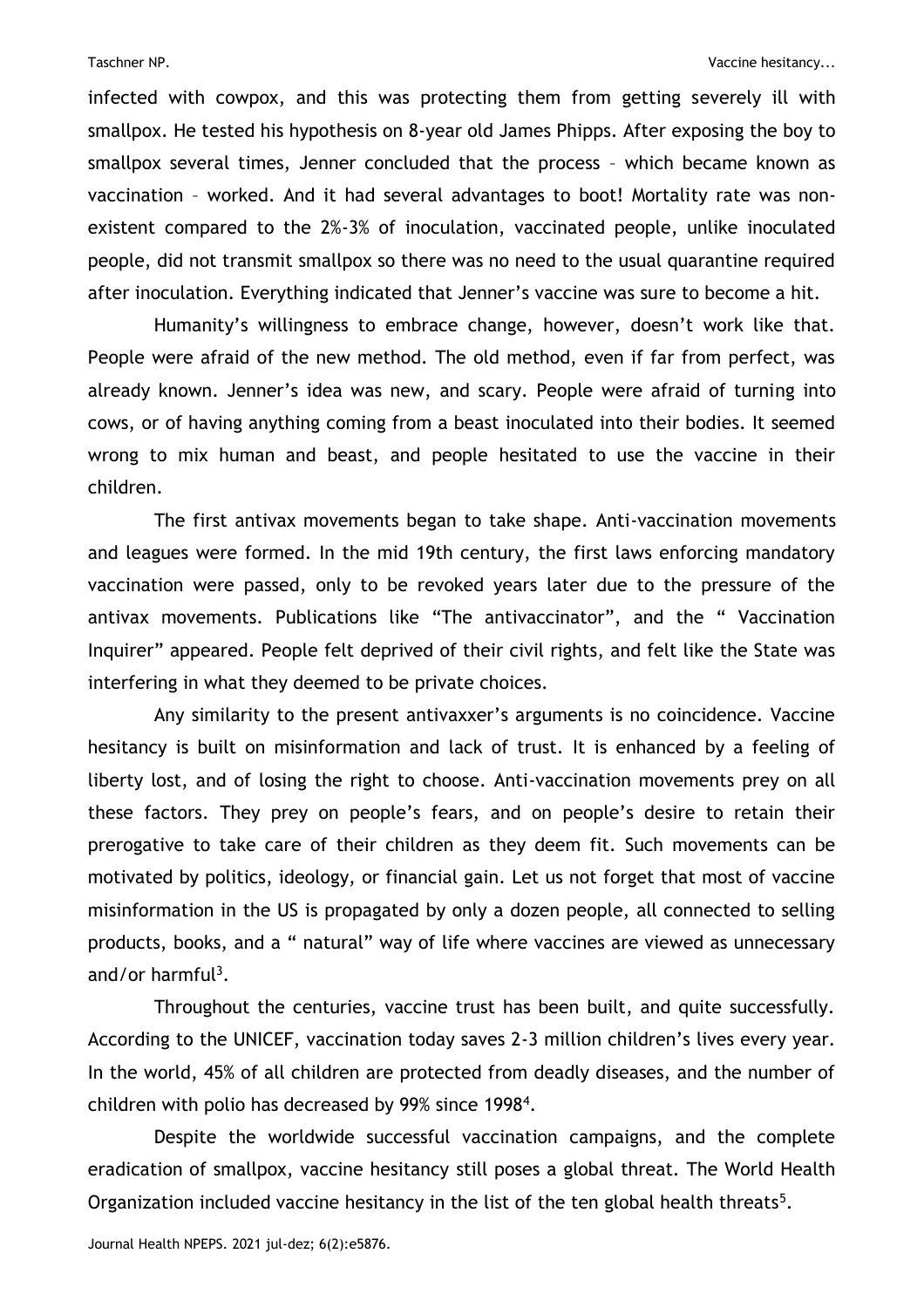infected with cowpox, and this was protecting them from getting severely ill with smallpox. He tested his hypothesis on 8-year old James Phipps. After exposing the boy to smallpox several times, Jenner concluded that the process – which became known as vaccination – worked. And it had several advantages to boot! Mortality rate was non-existent compared to the 2%-3% of inoculation, vaccinated people, unlike inoculated people, did not transmit smallpox so there was no need to the usual quarantine required after inoculation. Everything indicated that Jenner's vaccine was sure to become a hit.

Humanity's willingness to embrace change, however, doesn't work like that. People were afraid of the new method. The old method, even if far from perfect, was already known. Jenner's idea was new, and scary. People were afraid of turning into cows, or of having anything coming from a beast inoculated into their bodies. It seemed wrong to mix human and beast, and people hesitated to use the vaccine in their children.

The first antivax movements began to take shape. Anti-vaccination movements and leagues were formed. In the mid 19th century, the first laws enforcing mandatory vaccination were passed, only to be revoked years later due to the pressure of the antivax movements. Publications like "The antivaccinator", and the " Vaccination Inquirer" appeared. People felt deprived of their civil rights, and felt like the State was interfering in what they deemed to be private choices.

Any similarity to the present antivaxxer's arguments is no coincidence. Vaccine hesitancy is built on misinformation and lack of trust. It is enhanced by a feeling of liberty lost, and of losing the right to choose. Anti-vaccination movements prey on all these factors. They prey on people's fears, and on people's desire to retain their prerogative to take care of their children as they deem fit. Such movements can be motivated by politics, ideology, or financial gain. Let us not forget that most of vaccine misinformation in the US is propagated by only a dozen people, all connected to selling products, books, and a " natural" way of life where vaccines are viewed as unnecessary and/or harmful[3].

Throughout the centuries, vaccine trust has been built, and quite successfully. According to the UNICEF, vaccination today saves 2-3 million children's lives every year. In the world, 45% of all children are protected from deadly diseases, and the number of children with polio has decreased by 99% since 1998[4].

Despite the worldwide successful vaccination campaigns, and the complete eradication of smallpox, vaccine hesitancy still poses a global threat. The World Health Organization included vaccine hesitancy in the list of the ten global health threats[5].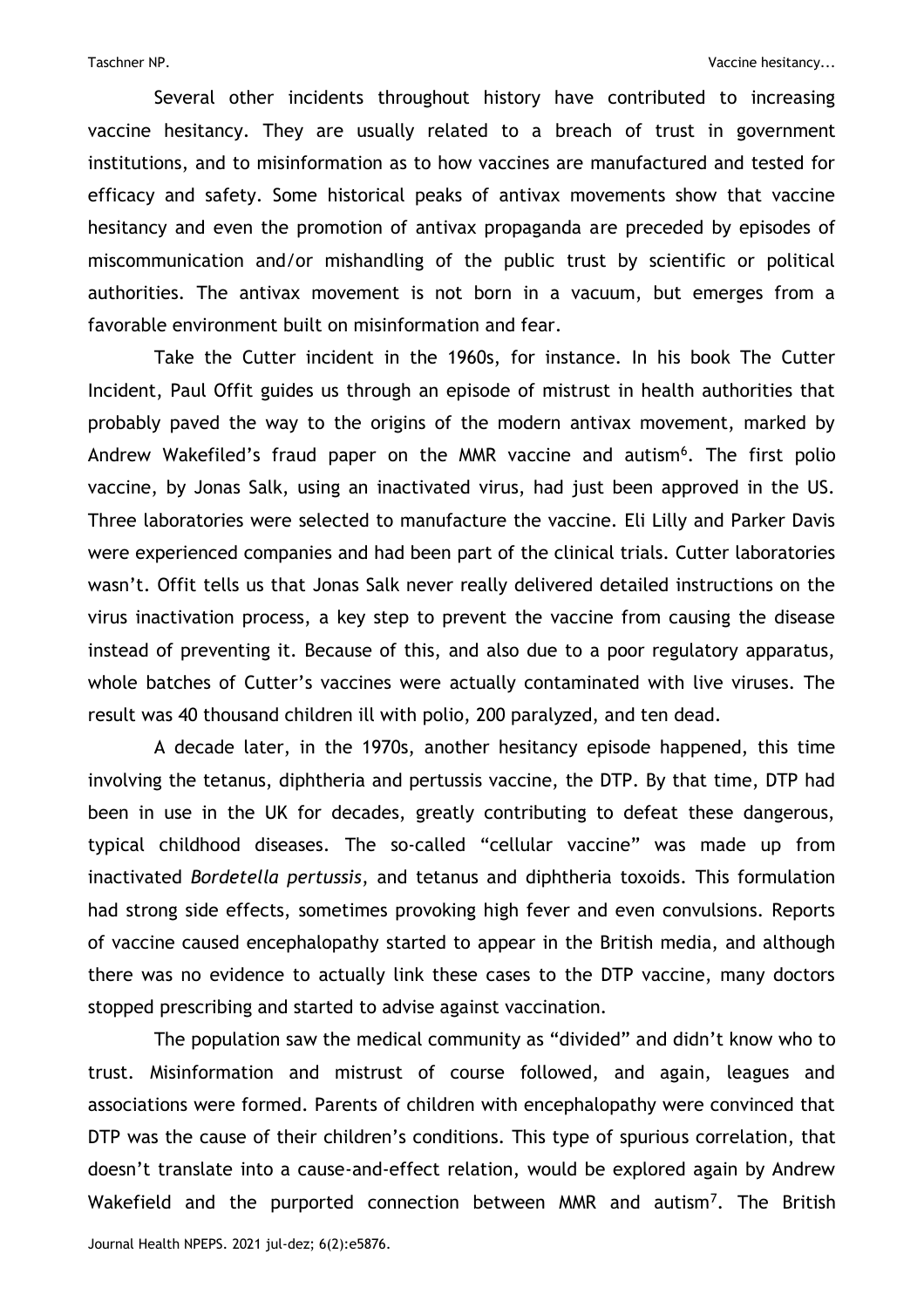Several other incidents throughout history have contributed to increasing vaccine hesitancy. They are usually related to a breach of trust in government institutions, and to misinformation as to how vaccines are manufactured and tested for efficacy and safety. Some historical peaks of antivax movements show that vaccine hesitancy and even the promotion of antivax propaganda are preceded by episodes of miscommunication and/or mishandling of the public trust by scientific or political authorities. The antivax movement is not born in a vacuum, but emerges from a favorable environment built on misinformation and fear.

Take the Cutter incident in the 1960s, for instance. In his book The Cutter Incident, Paul Offit guides us through an episode of mistrust in health authorities that probably paved the way to the origins of the modern antivax movement, marked by Andrew Wakefiled's fraud paper on the MMR vaccine and autism[6]. The first polio vaccine, by Jonas Salk, using an inactivated virus, had just been approved in the US. Three laboratories were selected to manufacture the vaccine. Eli Lilly and Parker Davis were experienced companies and had been part of the clinical trials. Cutter laboratories wasn't. Offit tells us that Jonas Salk never really delivered detailed instructions on the virus inactivation process, a key step to prevent the vaccine from causing the disease instead of preventing it. Because of this, and also due to a poor regulatory apparatus, whole batches of Cutter's vaccines were actually contaminated with live viruses. The result was 40 thousand children ill with polio, 200 paralyzed, and ten dead.

A decade later, in the 1970s, another hesitancy episode happened, this time involving the tetanus, diphtheria and pertussis vaccine, the DTP. By that time, DTP had been in use in the UK for decades, greatly contributing to defeat these dangerous, typical childhood diseases. The so-called "cellular vaccine" was made up from inactivated *Bordetella pertussis*, and tetanus and diphtheria toxoids. This formulation had strong side effects, sometimes provoking high fever and even convulsions. Reports of vaccine caused encephalopathy started to appear in the British media, and although there was no evidence to actually link these cases to the DTP vaccine, many doctors stopped prescribing and started to advise against vaccination.

The population saw the medical community as "divided" and didn't know who to trust. Misinformation and mistrust of course followed, and again, leagues and associations were formed. Parents of children with encephalopathy were convinced that DTP was the cause of their children's conditions. This type of spurious correlation, that doesn't translate into a cause-and-effect relation, would be explored again by Andrew Wakefield and the purported connection between MMR and autism[7]. The British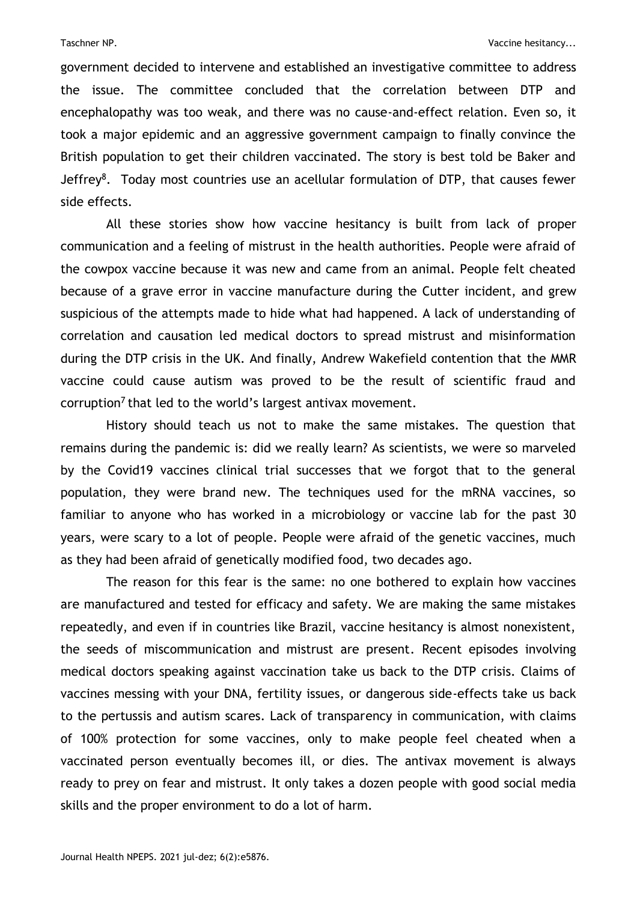government decided to intervene and established an investigative committee to address the issue. The committee concluded that the correlation between DTP and encephalopathy was too weak, and there was no cause-and-effect relation. Even so, it took a major epidemic and an aggressive government campaign to finally convince the British population to get their children vaccinated. The story is best told be Baker and Jeffrey[8]. Today most countries use an acellular formulation of DTP, that causes fewer side effects.

All these stories show how vaccine hesitancy is built from lack of proper communication and a feeling of mistrust in the health authorities. People were afraid of the cowpox vaccine because it was new and came from an animal. People felt cheated because of a grave error in vaccine manufacture during the Cutter incident, and grew suspicious of the attempts made to hide what had happened. A lack of understanding of correlation and causation led medical doctors to spread mistrust and misinformation during the DTP crisis in the UK. And finally, Andrew Wakefield contention that the MMR vaccine could cause autism was proved to be the result of scientific fraud and corruption[7] that led to the world's largest antivax movement.

History should teach us not to make the same mistakes. The question that remains during the pandemic is: did we really learn? As scientists, we were so marveled by the Covid19 vaccines clinical trial successes that we forgot that to the general population, they were brand new. The techniques used for the mRNA vaccines, so familiar to anyone who has worked in a microbiology or vaccine lab for the past 30 years, were scary to a lot of people. People were afraid of the genetic vaccines, much as they had been afraid of genetically modified food, two decades ago.

The reason for this fear is the same: no one bothered to explain how vaccines are manufactured and tested for efficacy and safety. We are making the same mistakes repeatedly, and even if in countries like Brazil, vaccine hesitancy is almost nonexistent, the seeds of miscommunication and mistrust are present. Recent episodes involving medical doctors speaking against vaccination take us back to the DTP crisis. Claims of vaccines messing with your DNA, fertility issues, or dangerous side-effects take us back to the pertussis and autism scares. Lack of transparency in communication, with claims of 100% protection for some vaccines, only to make people feel cheated when a vaccinated person eventually becomes ill, or dies. The antivax movement is always ready to prey on fear and mistrust. It only takes a dozen people with good social media skills and the proper environment to do a lot of harm.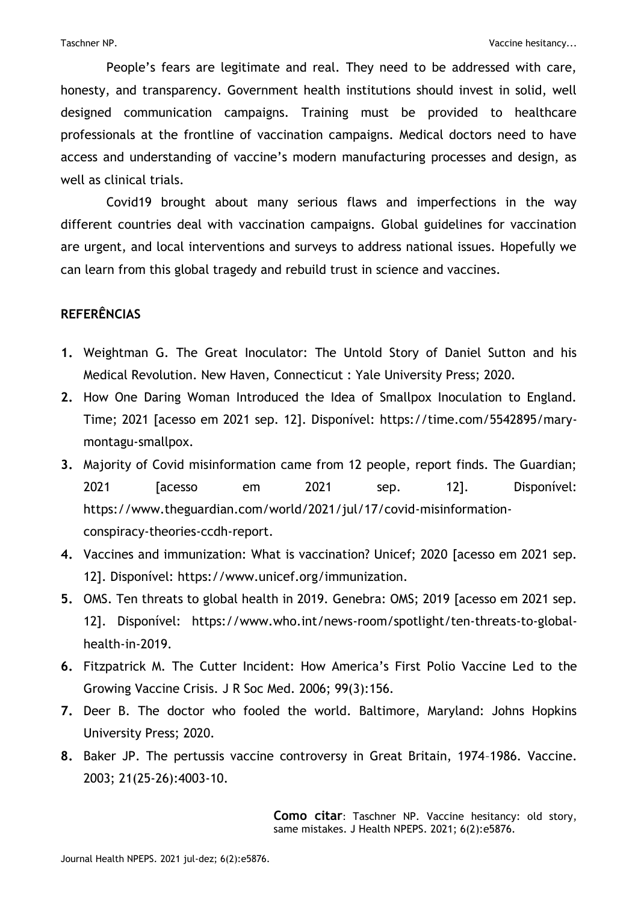People’s fears are legitimate and real. They need to be addressed with care, honesty, and transparency. Government health institutions should invest in solid, well designed communication campaigns. Training must be provided to healthcare professionals at the frontline of vaccination campaigns. Medical doctors need to have access and understanding of vaccine’s modern manufacturing processes and design, as well as clinical trials.

Covid19 brought about many serious flaws and imperfections in the way different countries deal with vaccination campaigns. Global guidelines for vaccination are urgent, and local interventions and surveys to address national issues. Hopefully we can learn from this global tragedy and rebuild trust in science and vaccines.

## REFERÊNCIAS

1. Weightman G. The Great Inoculator: The Untold Story of Daniel Sutton and his Medical Revolution. New Haven, Connecticut : Yale University Press; 2020.
2. How One Daring Woman Introduced the Idea of Smallpox Inoculation to England. Time; 2021 [acesso em 2021 sep. 12]. Disponível: https://time.com/5542895/mary-montagu-smallpox.
3. Majority of Covid misinformation came from 12 people, report finds. The Guardian; 2021 [acesso em 2021 sep. 12]. Disponível: https://www.theguardian.com/world/2021/jul/17/covid-misinformation-conspiracy-theories-ccdh-report.
4. Vaccines and immunization: What is vaccination? Unicef; 2020 [acesso em 2021 sep. 12]. Disponível: https://www.unicef.org/immunization.
5. OMS. Ten threats to global health in 2019. Genebra: OMS; 2019 [acesso em 2021 sep. 12]. Disponível: https://www.who.int/news-room/spotlight/ten-threats-to-global-health-in-2019.
6. Fitzpatrick M. The Cutter Incident: How America’s First Polio Vaccine Led to the Growing Vaccine Crisis. J R Soc Med. 2006; 99(3):156.
7. Deer B. The doctor who fooled the world. Baltimore, Maryland: Johns Hopkins University Press; 2020.
8. Baker JP. The pertussis vaccine controversy in Great Britain, 1974–1986. Vaccine. 2003; 21(25-26):4003-10.

**Como citar**: Taschner NP. Vaccine hesitancy: old story, same mistakes. J Health NPEPS. 2021; 6(2):e5876.